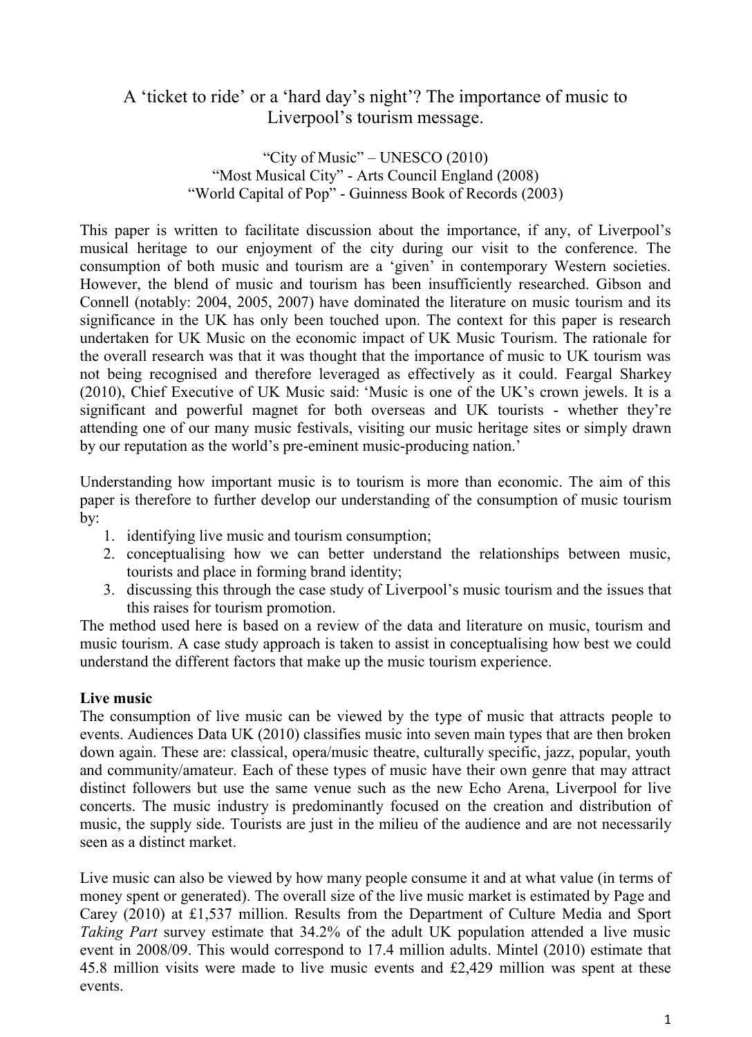# A 'ticket to ride' or a 'hard day's night'? The importance of music to Liverpool's tourism message.

"City of Music" – UNESCO (2010)
"Most Musical City" - Arts Council England (2008)
"World Capital of Pop" - Guinness Book of Records (2003)

This paper is written to facilitate discussion about the importance, if any, of Liverpool's musical heritage to our enjoyment of the city during our visit to the conference. The consumption of both music and tourism are a 'given' in contemporary Western societies. However, the blend of music and tourism has been insufficiently researched. Gibson and Connell (notably: 2004, 2005, 2007) have dominated the literature on music tourism and its significance in the UK has only been touched upon. The context for this paper is research undertaken for UK Music on the economic impact of UK Music Tourism. The rationale for the overall research was that it was thought that the importance of music to UK tourism was not being recognised and therefore leveraged as effectively as it could. Feargal Sharkey (2010), Chief Executive of UK Music said: 'Music is one of the UK's crown jewels. It is a significant and powerful magnet for both overseas and UK tourists - whether they're attending one of our many music festivals, visiting our music heritage sites or simply drawn by our reputation as the world's pre-eminent music-producing nation.'

Understanding how important music is to tourism is more than economic. The aim of this paper is therefore to further develop our understanding of the consumption of music tourism by:

1. identifying live music and tourism consumption;
2. conceptualising how we can better understand the relationships between music, tourists and place in forming brand identity;
3. discussing this through the case study of Liverpool's music tourism and the issues that this raises for tourism promotion.

The method used here is based on a review of the data and literature on music, tourism and music tourism. A case study approach is taken to assist in conceptualising how best we could understand the different factors that make up the music tourism experience.

**Live music**

The consumption of live music can be viewed by the type of music that attracts people to events. Audiences Data UK (2010) classifies music into seven main types that are then broken down again. These are: classical, opera/music theatre, culturally specific, jazz, popular, youth and community/amateur. Each of these types of music have their own genre that may attract distinct followers but use the same venue such as the new Echo Arena, Liverpool for live concerts. The music industry is predominantly focused on the creation and distribution of music, the supply side. Tourists are just in the milieu of the audience and are not necessarily seen as a distinct market.

Live music can also be viewed by how many people consume it and at what value (in terms of money spent or generated). The overall size of the live music market is estimated by Page and Carey (2010) at £1,537 million. Results from the Department of Culture Media and Sport *Taking Part* survey estimate that 34.2% of the adult UK population attended a live music event in 2008/09. This would correspond to 17.4 million adults. Mintel (2010) estimate that 45.8 million visits were made to live music events and £2,429 million was spent at these events.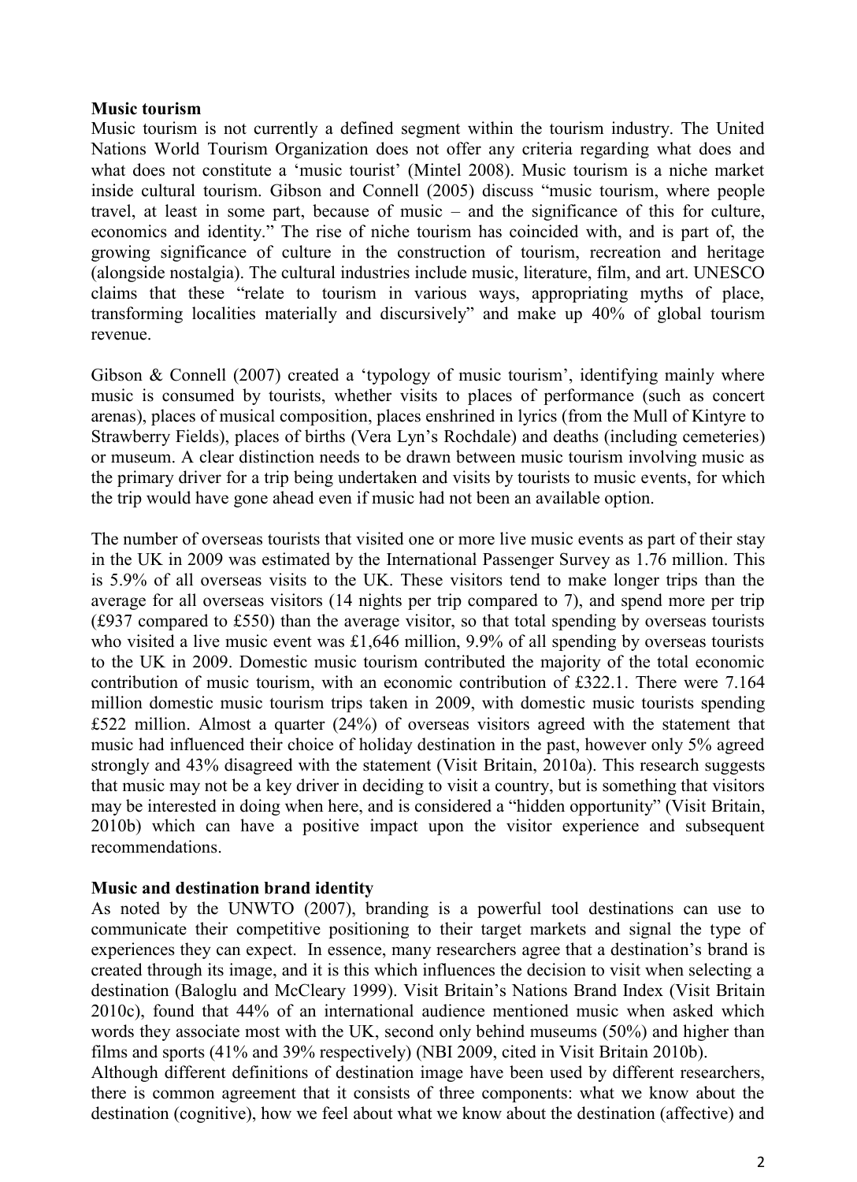## Music tourism

Music tourism is not currently a defined segment within the tourism industry. The United Nations World Tourism Organization does not offer any criteria regarding what does and what does not constitute a 'music tourist' (Mintel 2008). Music tourism is a niche market inside cultural tourism. Gibson and Connell (2005) discuss "music tourism, where people travel, at least in some part, because of music – and the significance of this for culture, economics and identity." The rise of niche tourism has coincided with, and is part of, the growing significance of culture in the construction of tourism, recreation and heritage (alongside nostalgia). The cultural industries include music, literature, film, and art. UNESCO claims that these "relate to tourism in various ways, appropriating myths of place, transforming localities materially and discursively" and make up 40% of global tourism revenue.

Gibson & Connell (2007) created a 'typology of music tourism', identifying mainly where music is consumed by tourists, whether visits to places of performance (such as concert arenas), places of musical composition, places enshrined in lyrics (from the Mull of Kintyre to Strawberry Fields), places of births (Vera Lyn's Rochdale) and deaths (including cemeteries) or museum. A clear distinction needs to be drawn between music tourism involving music as the primary driver for a trip being undertaken and visits by tourists to music events, for which the trip would have gone ahead even if music had not been an available option.

The number of overseas tourists that visited one or more live music events as part of their stay in the UK in 2009 was estimated by the International Passenger Survey as 1.76 million. This is 5.9% of all overseas visits to the UK. These visitors tend to make longer trips than the average for all overseas visitors (14 nights per trip compared to 7), and spend more per trip (£937 compared to £550) than the average visitor, so that total spending by overseas tourists who visited a live music event was £1,646 million, 9.9% of all spending by overseas tourists to the UK in 2009. Domestic music tourism contributed the majority of the total economic contribution of music tourism, with an economic contribution of £322.1. There were 7.164 million domestic music tourism trips taken in 2009, with domestic music tourists spending £522 million. Almost a quarter (24%) of overseas visitors agreed with the statement that music had influenced their choice of holiday destination in the past, however only 5% agreed strongly and 43% disagreed with the statement (Visit Britain, 2010a). This research suggests that music may not be a key driver in deciding to visit a country, but is something that visitors may be interested in doing when here, and is considered a "hidden opportunity" (Visit Britain, 2010b) which can have a positive impact upon the visitor experience and subsequent recommendations.

## Music and destination brand identity

As noted by the UNWTO (2007), branding is a powerful tool destinations can use to communicate their competitive positioning to their target markets and signal the type of experiences they can expect. In essence, many researchers agree that a destination's brand is created through its image, and it is this which influences the decision to visit when selecting a destination (Baloglu and McCleary 1999). Visit Britain's Nations Brand Index (Visit Britain 2010c), found that 44% of an international audience mentioned music when asked which words they associate most with the UK, second only behind museums (50%) and higher than films and sports (41% and 39% respectively) (NBI 2009, cited in Visit Britain 2010b).

Although different definitions of destination image have been used by different researchers, there is common agreement that it consists of three components: what we know about the destination (cognitive), how we feel about what we know about the destination (affective) and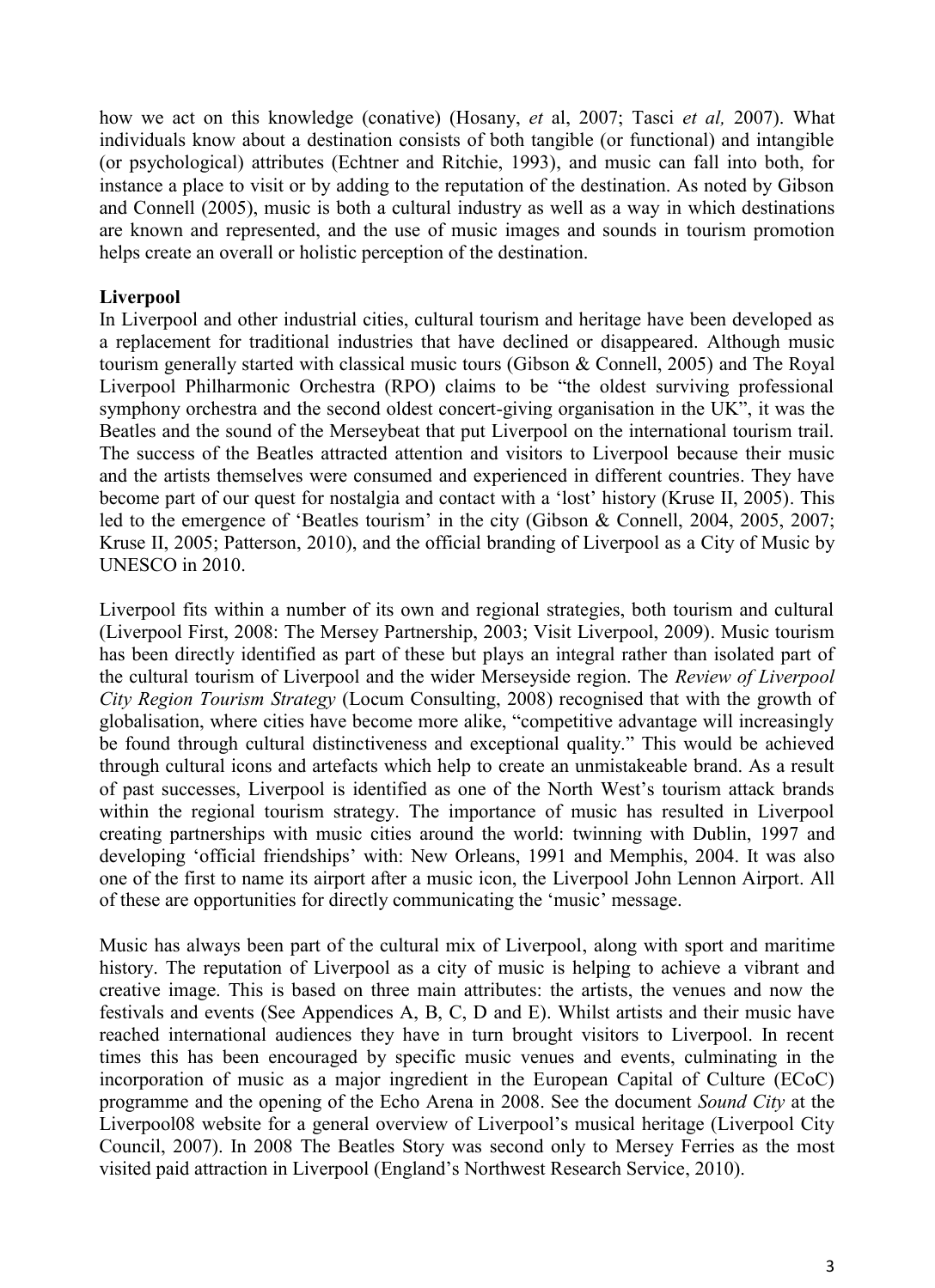how we act on this knowledge (conative) (Hosany, *et* al, 2007; Tasci *et al,* 2007). What individuals know about a destination consists of both tangible (or functional) and intangible (or psychological) attributes (Echtner and Ritchie, 1993), and music can fall into both, for instance a place to visit or by adding to the reputation of the destination. As noted by Gibson and Connell (2005), music is both a cultural industry as well as a way in which destinations are known and represented, and the use of music images and sounds in tourism promotion helps create an overall or holistic perception of the destination.

**Liverpool**

In Liverpool and other industrial cities, cultural tourism and heritage have been developed as a replacement for traditional industries that have declined or disappeared. Although music tourism generally started with classical music tours (Gibson & Connell, 2005) and The Royal Liverpool Philharmonic Orchestra (RPO) claims to be "the oldest surviving professional symphony orchestra and the second oldest concert-giving organisation in the UK", it was the Beatles and the sound of the Merseybeat that put Liverpool on the international tourism trail. The success of the Beatles attracted attention and visitors to Liverpool because their music and the artists themselves were consumed and experienced in different countries. They have become part of our quest for nostalgia and contact with a 'lost' history (Kruse II, 2005). This led to the emergence of 'Beatles tourism' in the city (Gibson & Connell, 2004, 2005, 2007; Kruse II, 2005; Patterson, 2010), and the official branding of Liverpool as a City of Music by UNESCO in 2010.

Liverpool fits within a number of its own and regional strategies, both tourism and cultural (Liverpool First, 2008: The Mersey Partnership, 2003; Visit Liverpool, 2009). Music tourism has been directly identified as part of these but plays an integral rather than isolated part of the cultural tourism of Liverpool and the wider Merseyside region. The *Review of Liverpool City Region Tourism Strategy* (Locum Consulting, 2008) recognised that with the growth of globalisation, where cities have become more alike, "competitive advantage will increasingly be found through cultural distinctiveness and exceptional quality." This would be achieved through cultural icons and artefacts which help to create an unmistakeable brand. As a result of past successes, Liverpool is identified as one of the North West's tourism attack brands within the regional tourism strategy. The importance of music has resulted in Liverpool creating partnerships with music cities around the world: twinning with Dublin, 1997 and developing 'official friendships' with: New Orleans, 1991 and Memphis, 2004. It was also one of the first to name its airport after a music icon, the Liverpool John Lennon Airport. All of these are opportunities for directly communicating the 'music' message.

Music has always been part of the cultural mix of Liverpool, along with sport and maritime history. The reputation of Liverpool as a city of music is helping to achieve a vibrant and creative image. This is based on three main attributes: the artists, the venues and now the festivals and events (See Appendices A, B, C, D and E). Whilst artists and their music have reached international audiences they have in turn brought visitors to Liverpool. In recent times this has been encouraged by specific music venues and events, culminating in the incorporation of music as a major ingredient in the European Capital of Culture (ECoC) programme and the opening of the Echo Arena in 2008. See the document *Sound City* at the Liverpool08 website for a general overview of Liverpool's musical heritage (Liverpool City Council, 2007). In 2008 The Beatles Story was second only to Mersey Ferries as the most visited paid attraction in Liverpool (England's Northwest Research Service, 2010).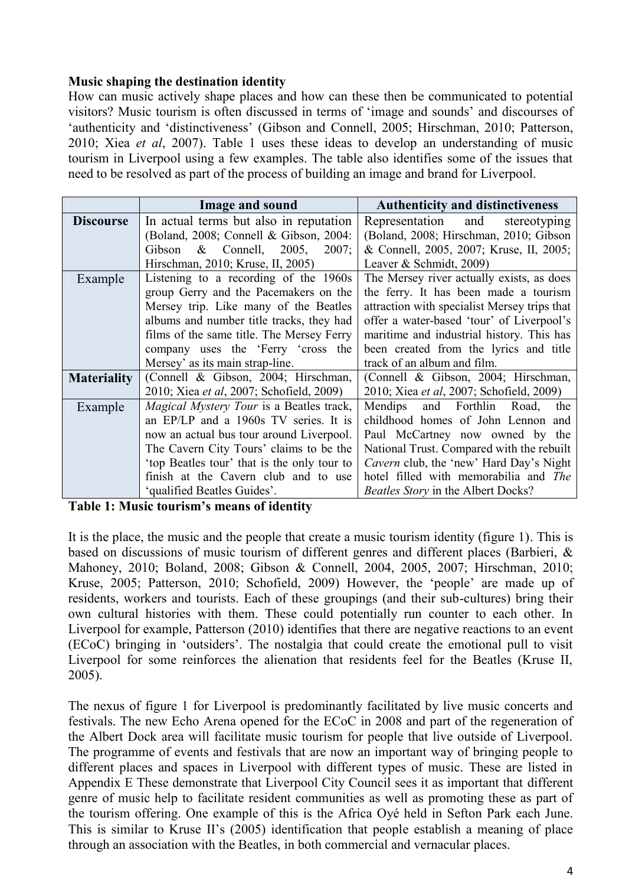**Music shaping the destination identity**

How can music actively shape places and how can these then be communicated to potential visitors? Music tourism is often discussed in terms of 'image and sounds' and discourses of 'authenticity and 'distinctiveness' (Gibson and Connell, 2005; Hirschman, 2010; Patterson, 2010; Xiea *et al*, 2007). Table 1 uses these ideas to develop an understanding of music tourism in Liverpool using a few examples. The table also identifies some of the issues that need to be resolved as part of the process of building an image and brand for Liverpool.

| | **Image and sound** | **Authenticity and distinctiveness** |
|---|---|---|
| **Discourse** | In actual terms but also in reputation (Boland, 2008; Connell & Gibson, 2004: Gibson & Connell, 2005, 2007; Hirschman, 2010; Kruse, II, 2005) | Representation and stereotyping (Boland, 2008; Hirschman, 2010; Gibson & Connell, 2005, 2007; Kruse, II, 2005; Leaver & Schmidt, 2009) |
| Example | Listening to a recording of the 1960s group Gerry and the Pacemakers on the Mersey trip. Like many of the Beatles albums and number title tracks, they had films of the same title. The Mersey Ferry company uses the 'Ferry 'cross the Mersey' as its main strap-line. | The Mersey river actually exists, as does the ferry. It has been made a tourism attraction with specialist Mersey trips that offer a water-based 'tour' of Liverpool's maritime and industrial history. This has been created from the lyrics and title track of an album and film. |
| **Materiality** | (Connell & Gibson, 2004; Hirschman, 2010; Xiea *et al*, 2007; Schofield, 2009) | (Connell & Gibson, 2004; Hirschman, 2010; Xiea *et al*, 2007; Schofield, 2009) |
| Example | *Magical Mystery Tour* is a Beatles track, an EP/LP and a 1960s TV series. It is now an actual bus tour around Liverpool. The Cavern City Tours' claims to be the 'top Beatles tour' that is the only tour to finish at the Cavern club and to use 'qualified Beatles Guides'. | Mendips and Forthlin Road, the childhood homes of John Lennon and Paul McCartney now owned by the National Trust. Compared with the rebuilt *Cavern* club, the 'new' Hard Day's Night hotel filled with memorabilia and *The Beatles Story* in the Albert Docks? |

**Table 1: Music tourism's means of identity**

It is the place, the music and the people that create a music tourism identity (figure 1). This is based on discussions of music tourism of different genres and different places (Barbieri, & Mahoney, 2010; Boland, 2008; Gibson & Connell, 2004, 2005, 2007; Hirschman, 2010; Kruse, 2005; Patterson, 2010; Schofield, 2009) However, the 'people' are made up of residents, workers and tourists. Each of these groupings (and their sub-cultures) bring their own cultural histories with them. These could potentially run counter to each other. In Liverpool for example, Patterson (2010) identifies that there are negative reactions to an event (ECoC) bringing in 'outsiders'. The nostalgia that could create the emotional pull to visit Liverpool for some reinforces the alienation that residents feel for the Beatles (Kruse II, 2005).

The nexus of figure 1 for Liverpool is predominantly facilitated by live music concerts and festivals. The new Echo Arena opened for the ECoC in 2008 and part of the regeneration of the Albert Dock area will facilitate music tourism for people that live outside of Liverpool. The programme of events and festivals that are now an important way of bringing people to different places and spaces in Liverpool with different types of music. These are listed in Appendix E These demonstrate that Liverpool City Council sees it as important that different genre of music help to facilitate resident communities as well as promoting these as part of the tourism offering. One example of this is the Africa Oyé held in Sefton Park each June. This is similar to Kruse II's (2005) identification that people establish a meaning of place through an association with the Beatles, in both commercial and vernacular places.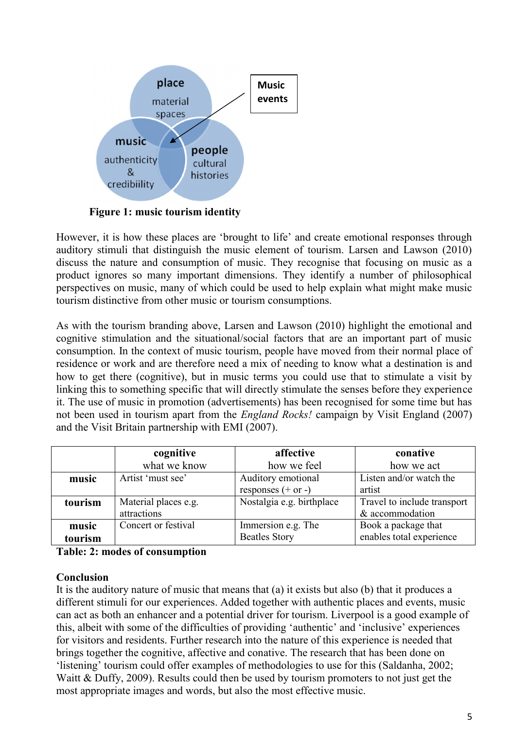place
material
spaces

music
authenticity
&
crediblility

people
cultural
histories

Music
events

**Figure 1: music tourism identity**

However, it is how these places are 'brought to life' and create emotional responses through auditory stimuli that distinguish the music element of tourism. Larsen and Lawson (2010) discuss the nature and consumption of music. They recognise that focusing on music as a product ignores so many important dimensions. They identify a number of philosophical perspectives on music, many of which could be used to help explain what might make music tourism distinctive from other music or tourism consumptions.

As with the tourism branding above, Larsen and Lawson (2010) highlight the emotional and cognitive stimulation and the situational/social factors that are an important part of music consumption. In the context of music tourism, people have moved from their normal place of residence or work and are therefore need a mix of needing to know what a destination is and how to get there (cognitive), but in music terms you could use that to stimulate a visit by linking this to something specific that will directly stimulate the senses before they experience it. The use of music in promotion (advertisements) has been recognised for some time but has not been used in tourism apart from the *England Rocks!* campaign by Visit England (2007) and the Visit Britain partnership with EMI (2007).

| | **cognitive** what we know | **affective** how we feel | **conative** how we act |
|---|---|---|---|
| **music** | Artist 'must see' | Auditory emotional responses (+ or -) | Listen and/or watch the artist |
| **tourism** | Material places e.g. attractions | Nostalgia e.g. birthplace | Travel to include transport & accommodation |
| **music tourism** | Concert or festival | Immersion e.g. The Beatles Story | Book a package that enables total experience |

**Table: 2: modes of consumption**

**Conclusion**

It is the auditory nature of music that means that (a) it exists but also (b) that it produces a different stimuli for our experiences. Added together with authentic places and events, music can act as both an enhancer and a potential driver for tourism. Liverpool is a good example of this, albeit with some of the difficulties of providing 'authentic' and 'inclusive' experiences for visitors and residents. Further research into the nature of this experience is needed that brings together the cognitive, affective and conative. The research that has been done on 'listening' tourism could offer examples of methodologies to use for this (Saldanha, 2002; Waitt & Duffy, 2009). Results could then be used by tourism promoters to not just get the most appropriate images and words, but also the most effective music.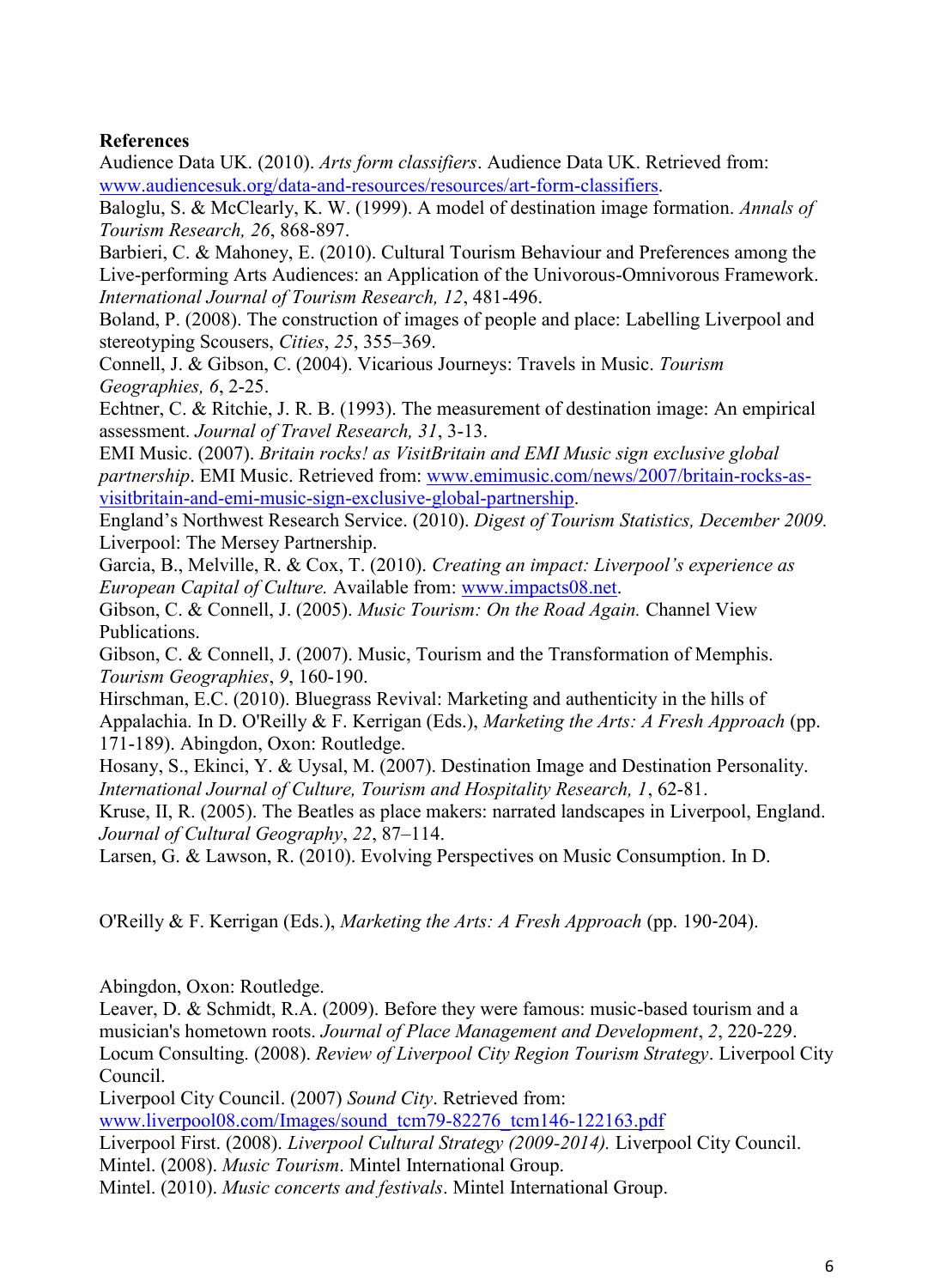**References**

Audience Data UK. (2010). *Arts form classifiers*. Audience Data UK. Retrieved from: www.audiencesuk.org/data-and-resources/resources/art-form-classifiers.

Baloglu, S. & McClearly, K. W. (1999). A model of destination image formation. *Annals of Tourism Research, 26*, 868-897.

Barbieri, C. & Mahoney, E. (2010). Cultural Tourism Behaviour and Preferences among the Live-performing Arts Audiences: an Application of the Univorous-Omnivorous Framework. *International Journal of Tourism Research, 12*, 481-496.

Boland, P. (2008). The construction of images of people and place: Labelling Liverpool and stereotyping Scousers, *Cities*, *25*, 355–369.

Connell, J. & Gibson, C. (2004). Vicarious Journeys: Travels in Music. *Tourism Geographies, 6*, 2-25.

Echtner, C. & Ritchie, J. R. B. (1993). The measurement of destination image: An empirical assessment. *Journal of Travel Research, 31*, 3-13.

EMI Music. (2007). *Britain rocks! as VisitBritain and EMI Music sign exclusive global partnership*. EMI Music. Retrieved from: www.emimusic.com/news/2007/britain-rocks-as-visitbritain-and-emi-music-sign-exclusive-global-partnership.

England's Northwest Research Service. (2010). *Digest of Tourism Statistics, December 2009.* Liverpool: The Mersey Partnership.

Garcia, B., Melville, R. & Cox, T. (2010). *Creating an impact: Liverpool's experience as European Capital of Culture.* Available from: www.impacts08.net.

Gibson, C. & Connell, J. (2005). *Music Tourism: On the Road Again.* Channel View Publications.

Gibson, C. & Connell, J. (2007). Music, Tourism and the Transformation of Memphis. *Tourism Geographies*, *9*, 160-190.

Hirschman, E.C. (2010). Bluegrass Revival: Marketing and authenticity in the hills of Appalachia. In D. O'Reilly & F. Kerrigan (Eds.), *Marketing the Arts: A Fresh Approach* (pp. 171-189). Abingdon, Oxon: Routledge.

Hosany, S., Ekinci, Y. & Uysal, M. (2007). Destination Image and Destination Personality. *International Journal of Culture, Tourism and Hospitality Research, 1*, 62-81.

Kruse, II, R. (2005). The Beatles as place makers: narrated landscapes in Liverpool, England. *Journal of Cultural Geography*, *22*, 87–114.

Larsen, G. & Lawson, R. (2010). Evolving Perspectives on Music Consumption. In D. O'Reilly & F. Kerrigan (Eds.), *Marketing the Arts: A Fresh Approach* (pp. 190-204). Abingdon, Oxon: Routledge.

Leaver, D. & Schmidt, R.A. (2009). Before they were famous: music-based tourism and a musician's hometown roots. *Journal of Place Management and Development*, *2*, 220-229.

Locum Consulting. (2008). *Review of Liverpool City Region Tourism Strategy*. Liverpool City Council.

Liverpool City Council. (2007) *Sound City*. Retrieved from: www.liverpool08.com/Images/sound_tcm79-82276_tcm146-122163.pdf

Liverpool First. (2008). *Liverpool Cultural Strategy (2009-2014).* Liverpool City Council.

Mintel. (2008). *Music Tourism*. Mintel International Group.

Mintel. (2010). *Music concerts and festivals*. Mintel International Group.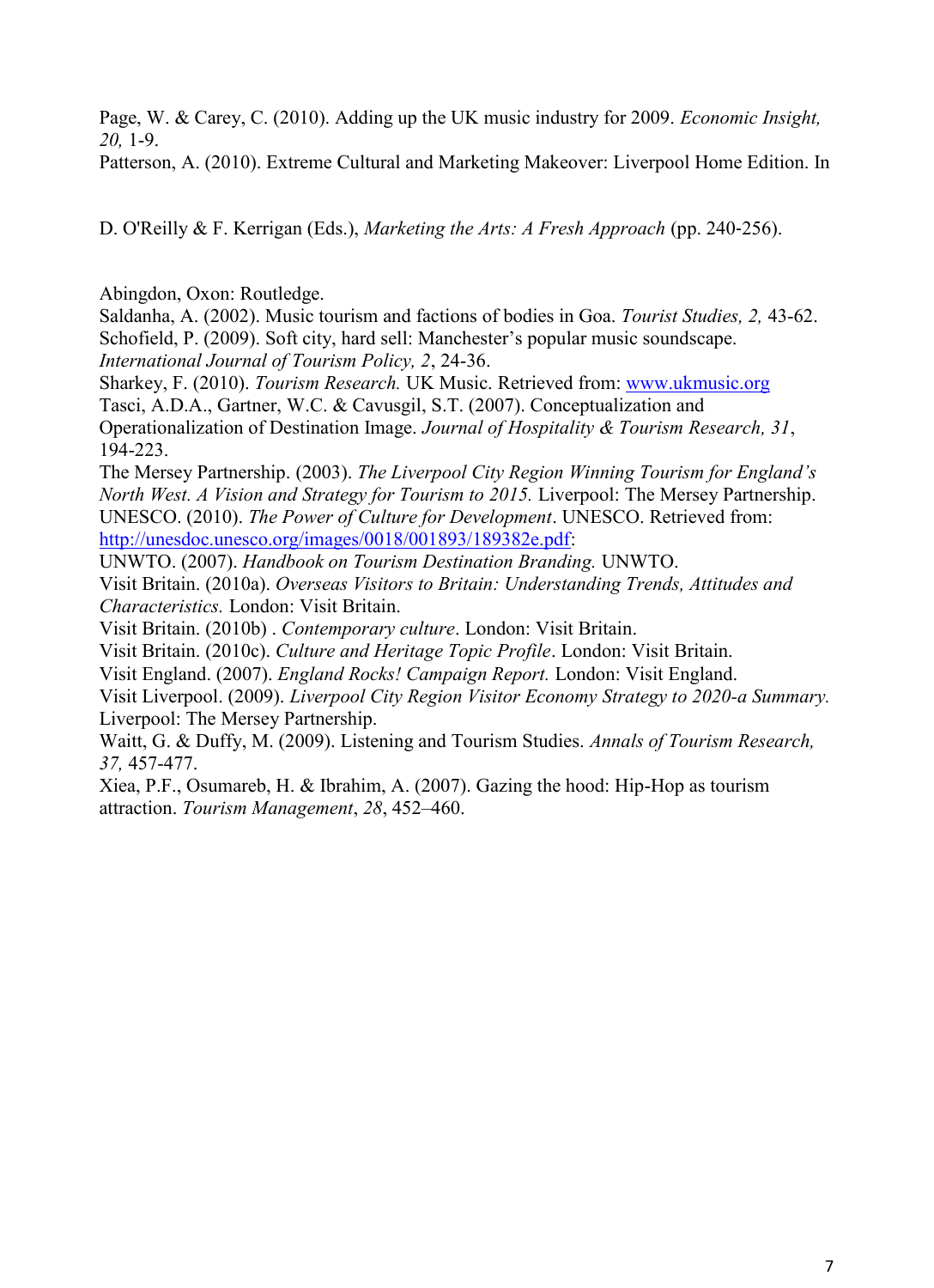Page, W. & Carey, C. (2010). Adding up the UK music industry for 2009. *Economic Insight, 20,* 1-9.

Patterson, A. (2010). Extreme Cultural and Marketing Makeover: Liverpool Home Edition. In D. O'Reilly & F. Kerrigan (Eds.), *Marketing the Arts: A Fresh Approach* (pp. 240-256). Abingdon, Oxon: Routledge.

Saldanha, A. (2002). Music tourism and factions of bodies in Goa. *Tourist Studies, 2,* 43-62.

Schofield, P. (2009). Soft city, hard sell: Manchester's popular music soundscape. *International Journal of Tourism Policy, 2*, 24-36.

Sharkey, F. (2010). *Tourism Research.* UK Music. Retrieved from: www.ukmusic.org

Tasci, A.D.A., Gartner, W.C. & Cavusgil, S.T. (2007). Conceptualization and Operationalization of Destination Image. *Journal of Hospitality & Tourism Research, 31*, 194-223.

The Mersey Partnership. (2003). *The Liverpool City Region Winning Tourism for England's North West. A Vision and Strategy for Tourism to 2015.* Liverpool: The Mersey Partnership.

UNESCO. (2010). *The Power of Culture for Development*. UNESCO. Retrieved from: http://unesdoc.unesco.org/images/0018/001893/189382e.pdf:

UNWTO. (2007). *Handbook on Tourism Destination Branding.* UNWTO.

Visit Britain. (2010a). *Overseas Visitors to Britain: Understanding Trends, Attitudes and Characteristics.* London: Visit Britain.

Visit Britain. (2010b) . *Contemporary culture*. London: Visit Britain.

Visit Britain. (2010c). *Culture and Heritage Topic Profile*. London: Visit Britain.

Visit England. (2007). *England Rocks! Campaign Report.* London: Visit England.

Visit Liverpool. (2009). *Liverpool City Region Visitor Economy Strategy to 2020-a Summary.* Liverpool: The Mersey Partnership.

Waitt, G. & Duffy, M. (2009). Listening and Tourism Studies. *Annals of Tourism Research, 37,* 457-477.

Xiea, P.F., Osumareb, H. & Ibrahim, A. (2007). Gazing the hood: Hip-Hop as tourism attraction. *Tourism Management*, *28*, 452–460.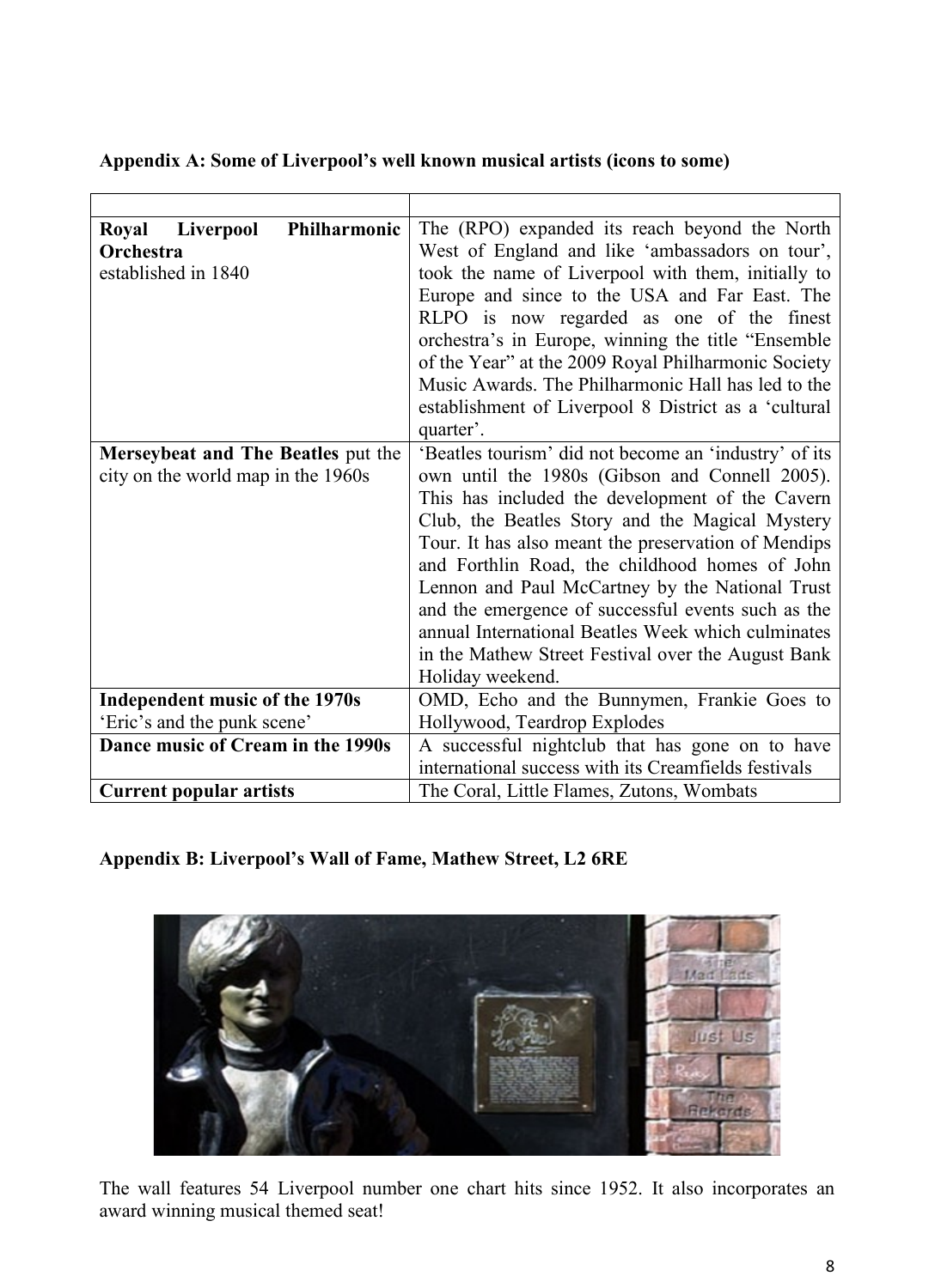**Appendix A: Some of Liverpool's well known musical artists (icons to some)**

| | |
|---|---|
| **Royal Liverpool Philharmonic Orchestra** established in 1840 | The (RPO) expanded its reach beyond the North West of England and like 'ambassadors on tour', took the name of Liverpool with them, initially to Europe and since to the USA and Far East. The RLPO is now regarded as one of the finest orchestra's in Europe, winning the title "Ensemble of the Year" at the 2009 Royal Philharmonic Society Music Awards. The Philharmonic Hall has led to the establishment of Liverpool 8 District as a 'cultural quarter'. |
| **Merseybeat and The Beatles** put the city on the world map in the 1960s | 'Beatles tourism' did not become an 'industry' of its own until the 1980s (Gibson and Connell 2005). This has included the development of the Cavern Club, the Beatles Story and the Magical Mystery Tour. It has also meant the preservation of Mendips and Forthlin Road, the childhood homes of John Lennon and Paul McCartney by the National Trust and the emergence of successful events such as the annual International Beatles Week which culminates in the Mathew Street Festival over the August Bank Holiday weekend. |
| **Independent music of the 1970s** 'Eric's and the punk scene' | OMD, Echo and the Bunnymen, Frankie Goes to Hollywood, Teardrop Explodes |
| **Dance music of Cream in the 1990s** | A successful nightclub that has gone on to have international success with its Creamfields festivals |
| **Current popular artists** | The Coral, Little Flames, Zutons, Wombats |

**Appendix B: Liverpool's Wall of Fame, Mathew Street, L2 6RE**

The wall features 54 Liverpool number one chart hits since 1952. It also incorporates an award winning musical themed seat!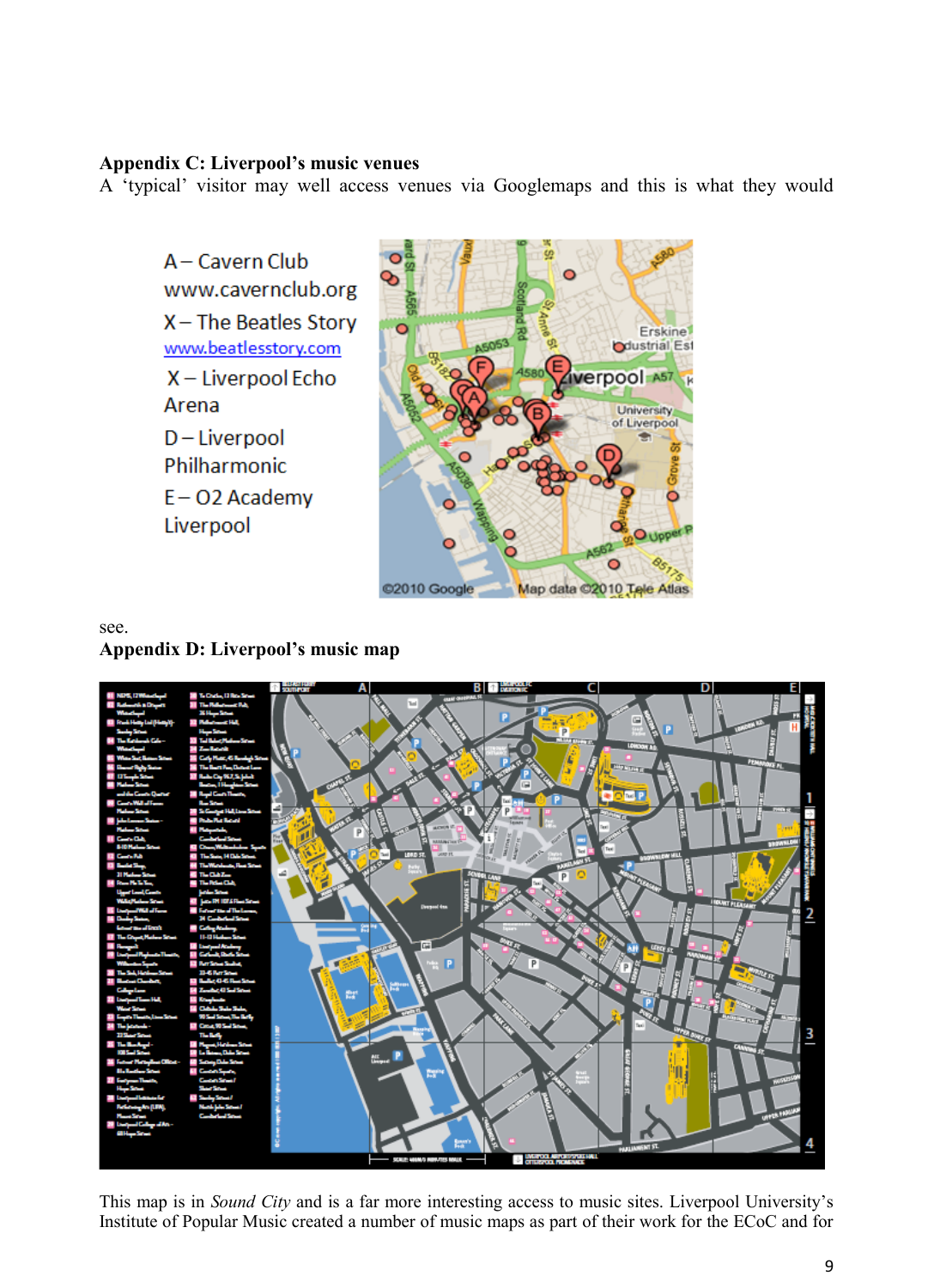**Appendix C: Liverpool's music venues**

A 'typical' visitor may well access venues via Googlemaps and this is what they would

A – Cavern Club
www.cavernclub.org

X – The Beatles Story
www.beatlesstory.com

X – Liverpool Echo Arena

D – Liverpool Philharmonic

E – O2 Academy Liverpool

©2010 Google Map data ©2010 Tele Atlas

see.

**Appendix D: Liverpool's music map**

This map is in *Sound City* and is a far more interesting access to music sites. Liverpool University's Institute of Popular Music created a number of music maps as part of their work for the ECoC and for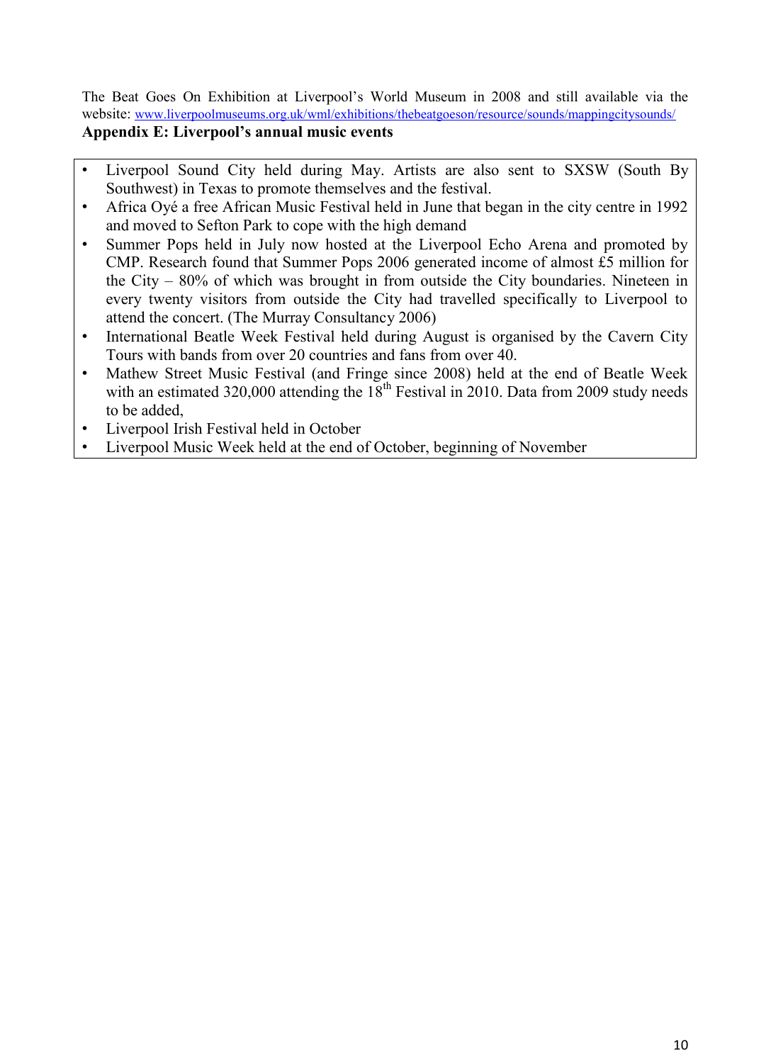The Beat Goes On Exhibition at Liverpool's World Museum in 2008 and still available via the website: www.liverpoolmuseums.org.uk/wml/exhibitions/thebeatgoeson/resource/sounds/mappingcitysounds/

**Appendix E: Liverpool's annual music events**

- Liverpool Sound City held during May. Artists are also sent to SXSW (South By Southwest) in Texas to promote themselves and the festival.
- Africa Oyé a free African Music Festival held in June that began in the city centre in 1992 and moved to Sefton Park to cope with the high demand
- Summer Pops held in July now hosted at the Liverpool Echo Arena and promoted by CMP. Research found that Summer Pops 2006 generated income of almost £5 million for the City – 80% of which was brought in from outside the City boundaries. Nineteen in every twenty visitors from outside the City had travelled specifically to Liverpool to attend the concert. (The Murray Consultancy 2006)
- International Beatle Week Festival held during August is organised by the Cavern City Tours with bands from over 20 countries and fans from over 40.
- Mathew Street Music Festival (and Fringe since 2008) held at the end of Beatle Week with an estimated 320,000 attending the 18th Festival in 2010. Data from 2009 study needs to be added,
- Liverpool Irish Festival held in October
- Liverpool Music Week held at the end of October, beginning of November